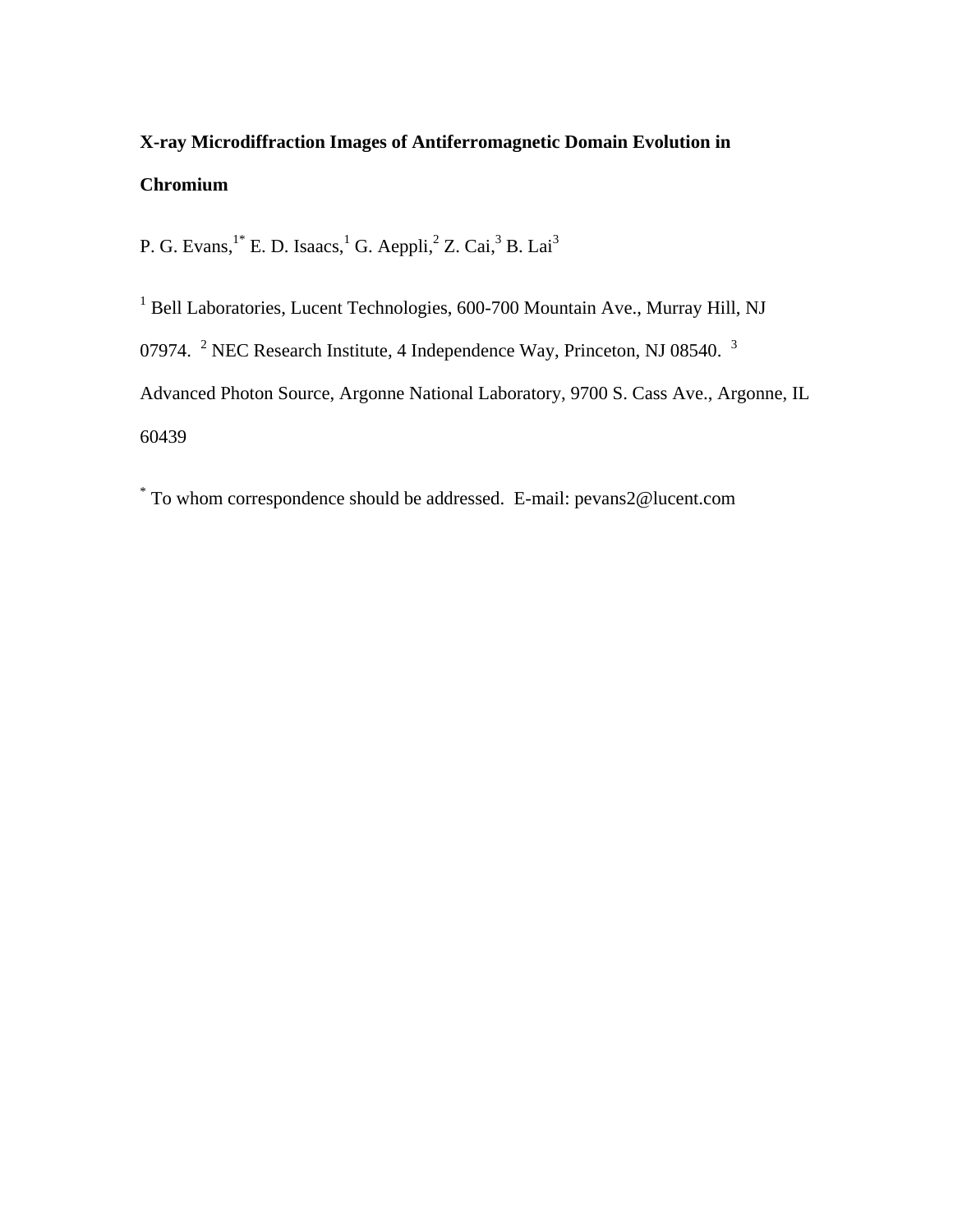# X-ray Microdiffraction Images of Antiferromagnetic Domain Evolution in Chromium

P. G. Evans,[1*] E. D. Isaacs,[1] G. Aeppli,[2] Z. Cai,[3] B. Lai[3]

[1] Bell Laboratories, Lucent Technologies, 600-700 Mountain Ave., Murray Hill, NJ 07974. [2] NEC Research Institute, 4 Independence Way, Princeton, NJ 08540. [3] Advanced Photon Source, Argonne National Laboratory, 9700 S. Cass Ave., Argonne, IL 60439

[*] To whom correspondence should be addressed. E-mail: pevans2@lucent.com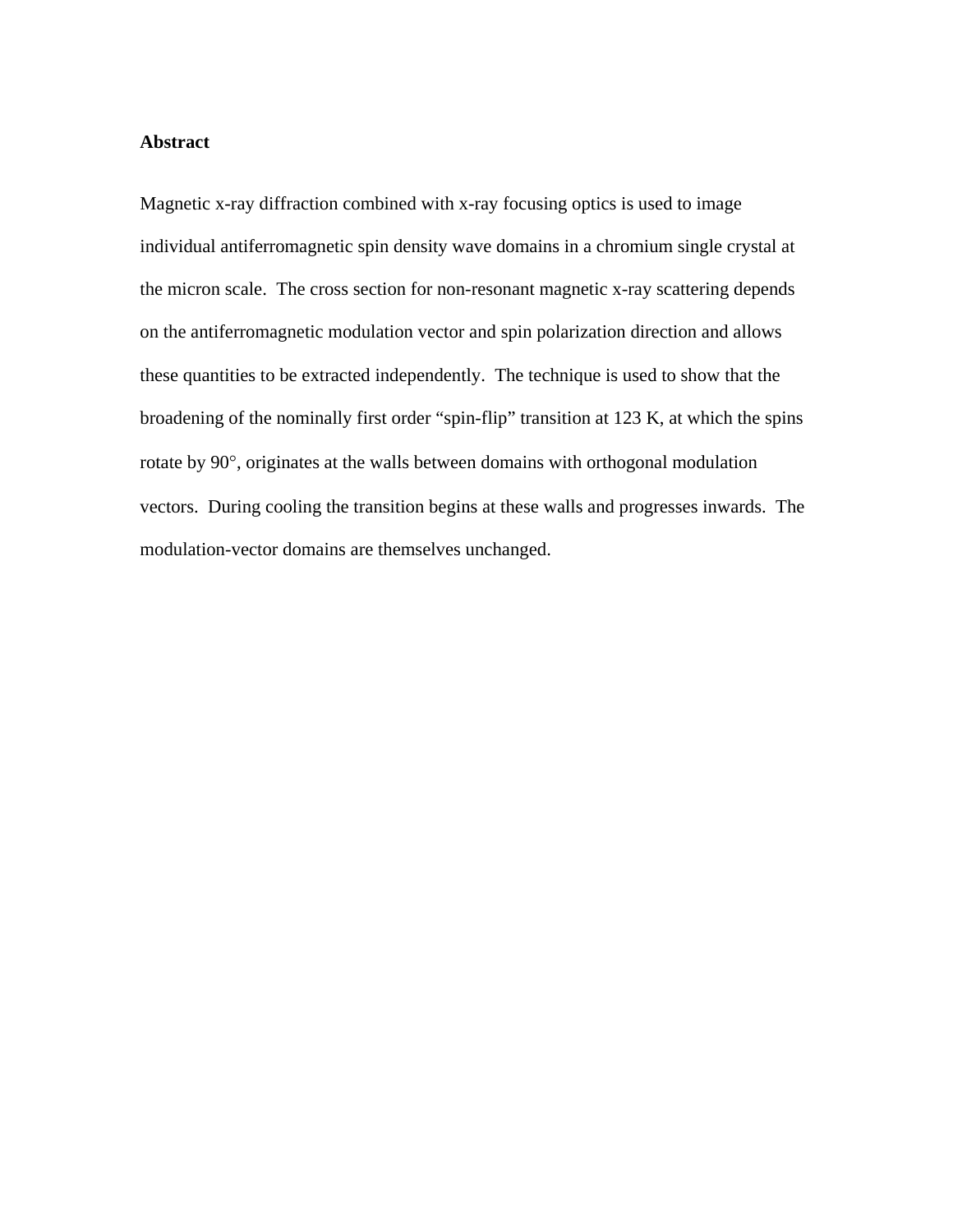**Abstract**

Magnetic x-ray diffraction combined with x-ray focusing optics is used to image individual antiferromagnetic spin density wave domains in a chromium single crystal at the micron scale. The cross section for non-resonant magnetic x-ray scattering depends on the antiferromagnetic modulation vector and spin polarization direction and allows these quantities to be extracted independently. The technique is used to show that the broadening of the nominally first order "spin-flip" transition at 123 K, at which the spins rotate by 90°, originates at the walls between domains with orthogonal modulation vectors. During cooling the transition begins at these walls and progresses inwards. The modulation-vector domains are themselves unchanged.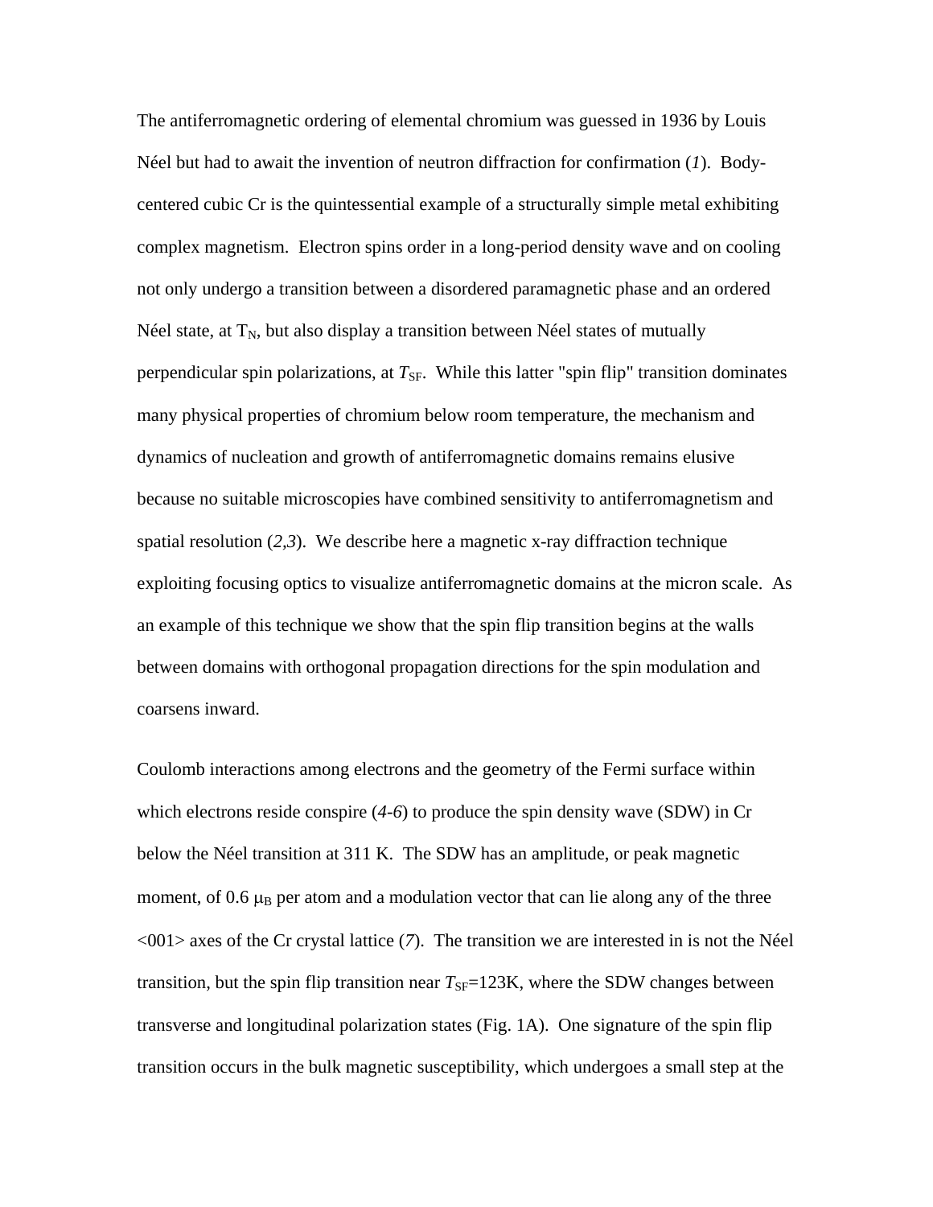The antiferromagnetic ordering of elemental chromium was guessed in 1936 by Louis Néel but had to await the invention of neutron diffraction for confirmation (*1*). Body-centered cubic Cr is the quintessential example of a structurally simple metal exhibiting complex magnetism. Electron spins order in a long-period density wave and on cooling not only undergo a transition between a disordered paramagnetic phase and an ordered Néel state, at $T_N$, but also display a transition between Néel states of mutually perpendicular spin polarizations, at $T_{SF}$. While this latter "spin flip" transition dominates many physical properties of chromium below room temperature, the mechanism and dynamics of nucleation and growth of antiferromagnetic domains remains elusive because no suitable microscopies have combined sensitivity to antiferromagnetism and spatial resolution (*2*,*3*). We describe here a magnetic x-ray diffraction technique exploiting focusing optics to visualize antiferromagnetic domains at the micron scale. As an example of this technique we show that the spin flip transition begins at the walls between domains with orthogonal propagation directions for the spin modulation and coarsens inward.

Coulomb interactions among electrons and the geometry of the Fermi surface within which electrons reside conspire (*4-6*) to produce the spin density wave (SDW) in Cr below the Néel transition at 311 K. The SDW has an amplitude, or peak magnetic moment, of 0.6 $\mu_B$ per atom and a modulation vector that can lie along any of the three <001> axes of the Cr crystal lattice (*7*). The transition we are interested in is not the Néel transition, but the spin flip transition near $T_{SF}$=123K, where the SDW changes between transverse and longitudinal polarization states (Fig. 1A). One signature of the spin flip transition occurs in the bulk magnetic susceptibility, which undergoes a small step at the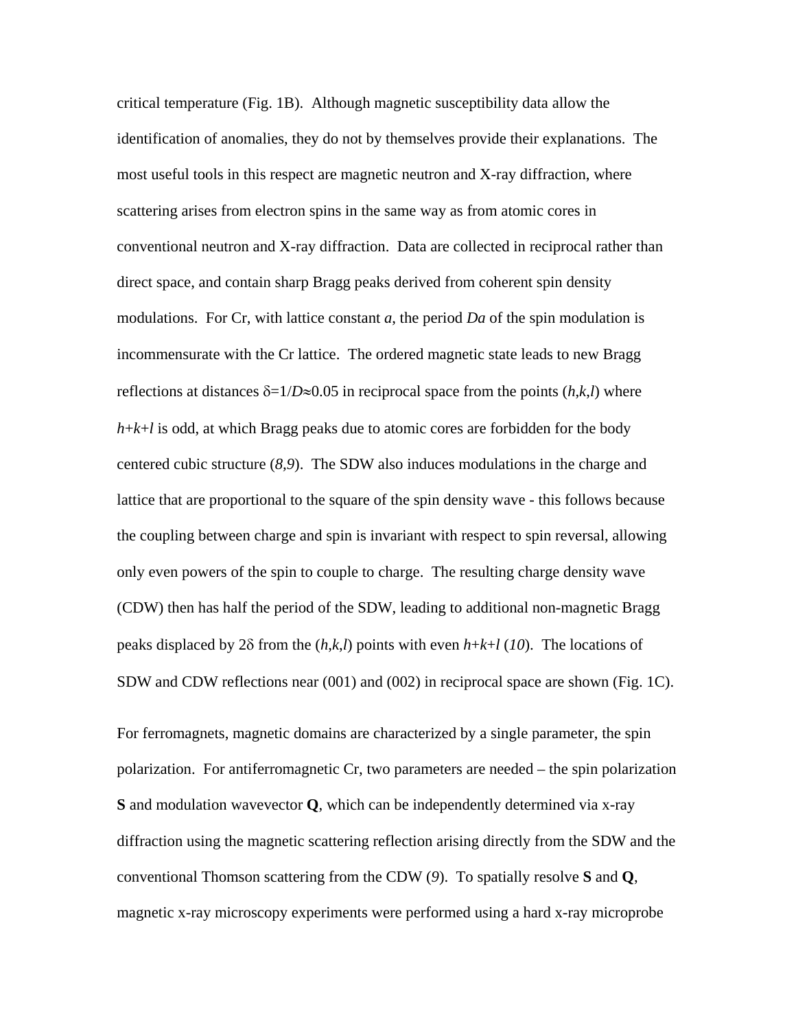critical temperature (Fig. 1B). Although magnetic susceptibility data allow the identification of anomalies, they do not by themselves provide their explanations. The most useful tools in this respect are magnetic neutron and X-ray diffraction, where scattering arises from electron spins in the same way as from atomic cores in conventional neutron and X-ray diffraction. Data are collected in reciprocal rather than direct space, and contain sharp Bragg peaks derived from coherent spin density modulations. For Cr, with lattice constant $a$, the period $Da$ of the spin modulation is incommensurate with the Cr lattice. The ordered magnetic state leads to new Bragg reflections at distances $\delta=1/D\approx0.05$ in reciprocal space from the points $(h,k,l)$ where $h+k+l$ is odd, at which Bragg peaks due to atomic cores are forbidden for the body centered cubic structure (*8,9*). The SDW also induces modulations in the charge and lattice that are proportional to the square of the spin density wave - this follows because the coupling between charge and spin is invariant with respect to spin reversal, allowing only even powers of the spin to couple to charge. The resulting charge density wave (CDW) then has half the period of the SDW, leading to additional non-magnetic Bragg peaks displaced by $2\delta$ from the $(h,k,l)$ points with even $h+k+l$ (*10*). The locations of SDW and CDW reflections near (001) and (002) in reciprocal space are shown (Fig. 1C).

For ferromagnets, magnetic domains are characterized by a single parameter, the spin polarization. For antiferromagnetic Cr, two parameters are needed – the spin polarization **S** and modulation wavevector **Q**, which can be independently determined via x-ray diffraction using the magnetic scattering reflection arising directly from the SDW and the conventional Thomson scattering from the CDW (*9*). To spatially resolve **S** and **Q**, magnetic x-ray microscopy experiments were performed using a hard x-ray microprobe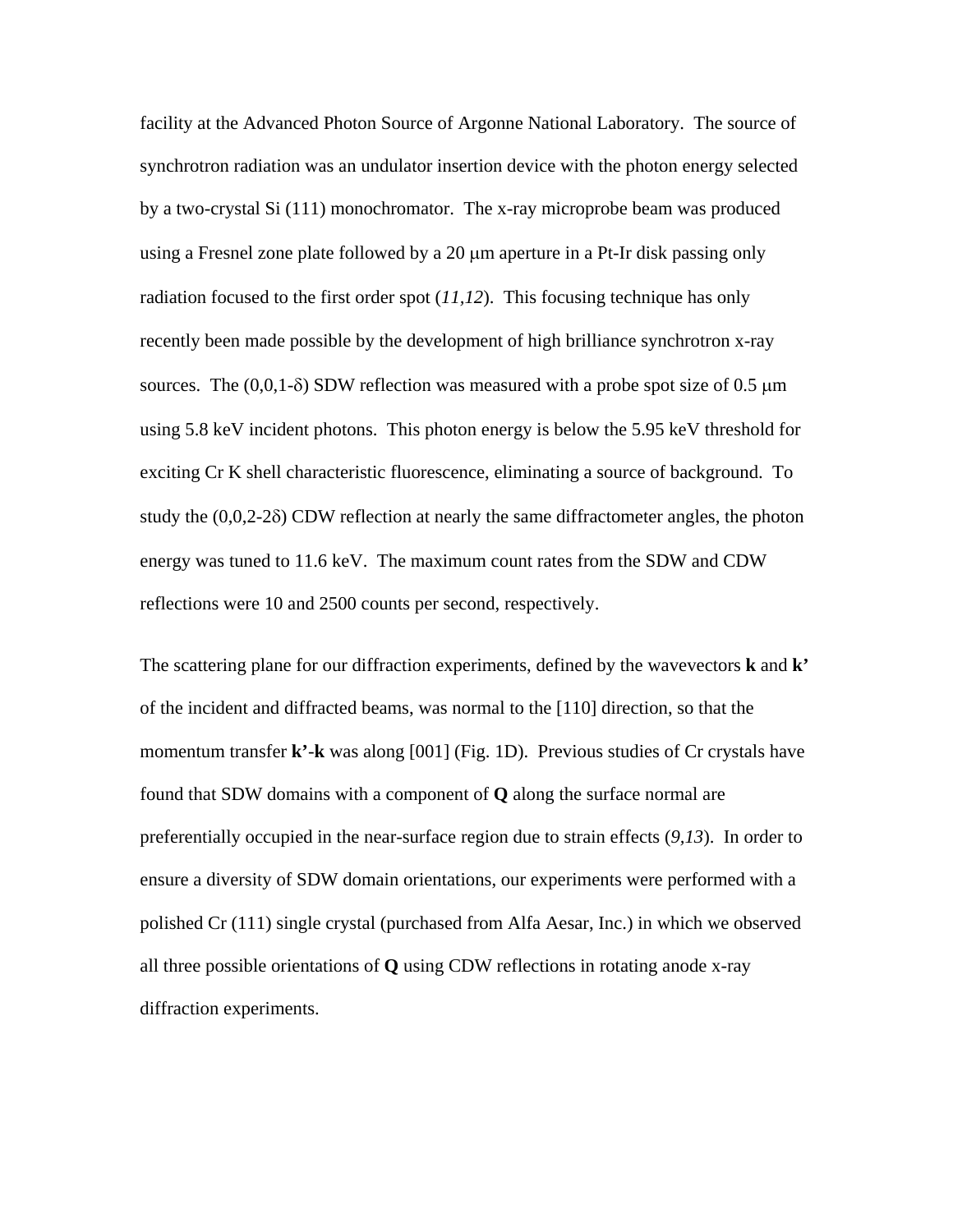facility at the Advanced Photon Source of Argonne National Laboratory. The source of synchrotron radiation was an undulator insertion device with the photon energy selected by a two-crystal Si (111) monochromator. The x-ray microprobe beam was produced using a Fresnel zone plate followed by a 20 $\mu$m aperture in a Pt-Ir disk passing only radiation focused to the first order spot (*11,12*). This focusing technique has only recently been made possible by the development of high brilliance synchrotron x-ray sources. The (0,0,1-$\delta$) SDW reflection was measured with a probe spot size of 0.5 $\mu$m using 5.8 keV incident photons. This photon energy is below the 5.95 keV threshold for exciting Cr K shell characteristic fluorescence, eliminating a source of background. To study the (0,0,2-2$\delta$) CDW reflection at nearly the same diffractometer angles, the photon energy was tuned to 11.6 keV. The maximum count rates from the SDW and CDW reflections were 10 and 2500 counts per second, respectively.

The scattering plane for our diffraction experiments, defined by the wavevectors **k** and **k'** of the incident and diffracted beams, was normal to the [110] direction, so that the momentum transfer **k'**-**k** was along [001] (Fig. 1D). Previous studies of Cr crystals have found that SDW domains with a component of **Q** along the surface normal are preferentially occupied in the near-surface region due to strain effects (*9,13*). In order to ensure a diversity of SDW domain orientations, our experiments were performed with a polished Cr (111) single crystal (purchased from Alfa Aesar, Inc.) in which we observed all three possible orientations of **Q** using CDW reflections in rotating anode x-ray diffraction experiments.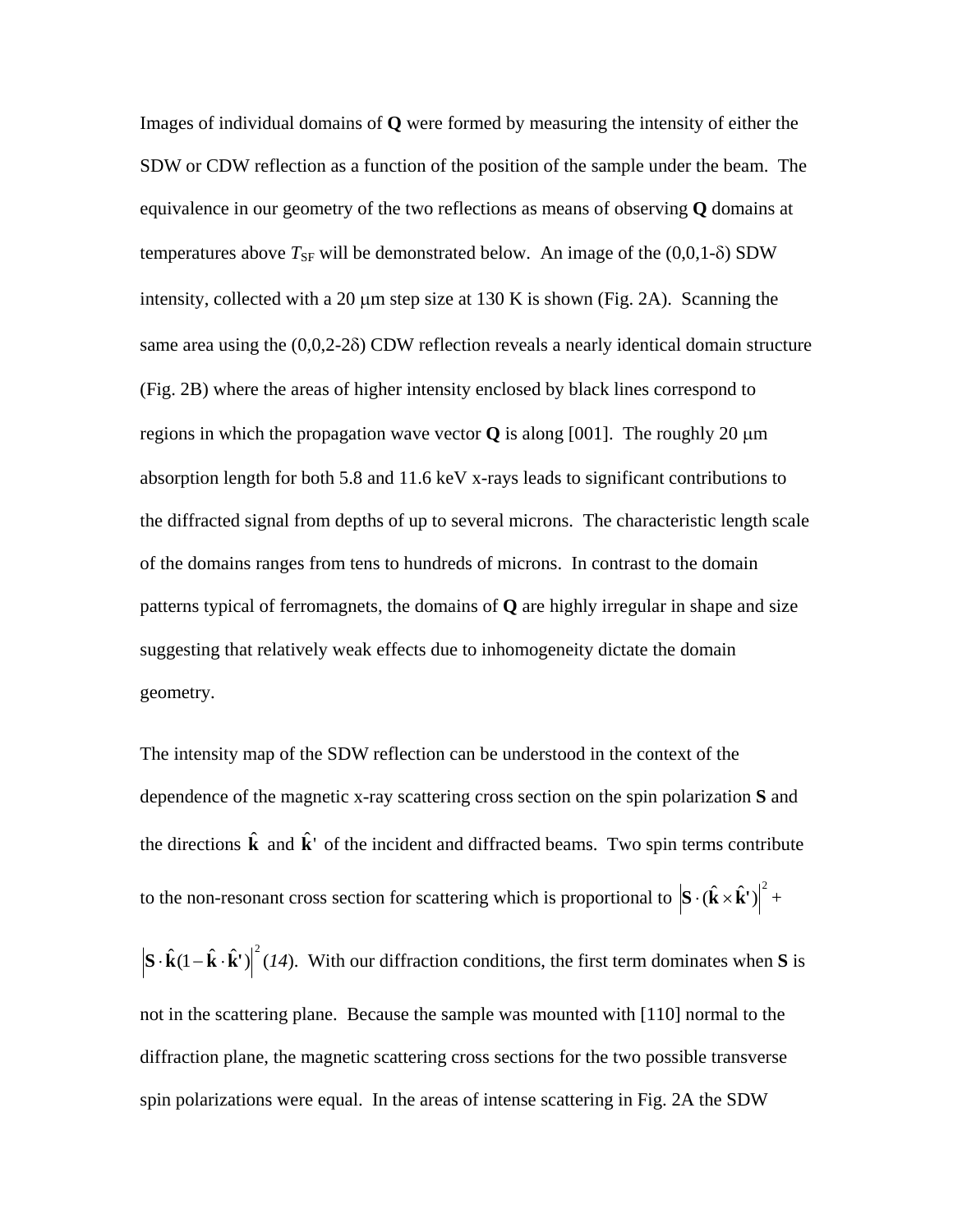Images of individual domains of **Q** were formed by measuring the intensity of either the SDW or CDW reflection as a function of the position of the sample under the beam. The equivalence in our geometry of the two reflections as means of observing **Q** domains at temperatures above $T_{\mathrm{SF}}$ will be demonstrated below. An image of the (0,0,1-δ) SDW intensity, collected with a 20 μm step size at 130 K is shown (Fig. 2A). Scanning the same area using the (0,0,2-2δ) CDW reflection reveals a nearly identical domain structure (Fig. 2B) where the areas of higher intensity enclosed by black lines correspond to regions in which the propagation wave vector **Q** is along [001]. The roughly 20 μm absorption length for both 5.8 and 11.6 keV x-rays leads to significant contributions to the diffracted signal from depths of up to several microns. The characteristic length scale of the domains ranges from tens to hundreds of microns. In contrast to the domain patterns typical of ferromagnets, the domains of **Q** are highly irregular in shape and size suggesting that relatively weak effects due to inhomogeneity dictate the domain geometry.

The intensity map of the SDW reflection can be understood in the context of the dependence of the magnetic x-ray scattering cross section on the spin polarization **S** and the directions $\hat{\mathbf{k}}$ and $\hat{\mathbf{k}}'$ of the incident and diffracted beams. Two spin terms contribute to the non-resonant cross section for scattering which is proportional to $\left|\mathbf{S}\cdot(\hat{\mathbf{k}}\times\hat{\mathbf{k}}')\right|^2$ + $\left|\mathbf{S}\cdot\hat{\mathbf{k}}(1-\hat{\mathbf{k}}\cdot\hat{\mathbf{k}}')\right|^2$ (*14*). With our diffraction conditions, the first term dominates when **S** is not in the scattering plane. Because the sample was mounted with [110] normal to the diffraction plane, the magnetic scattering cross sections for the two possible transverse spin polarizations were equal. In the areas of intense scattering in Fig. 2A the SDW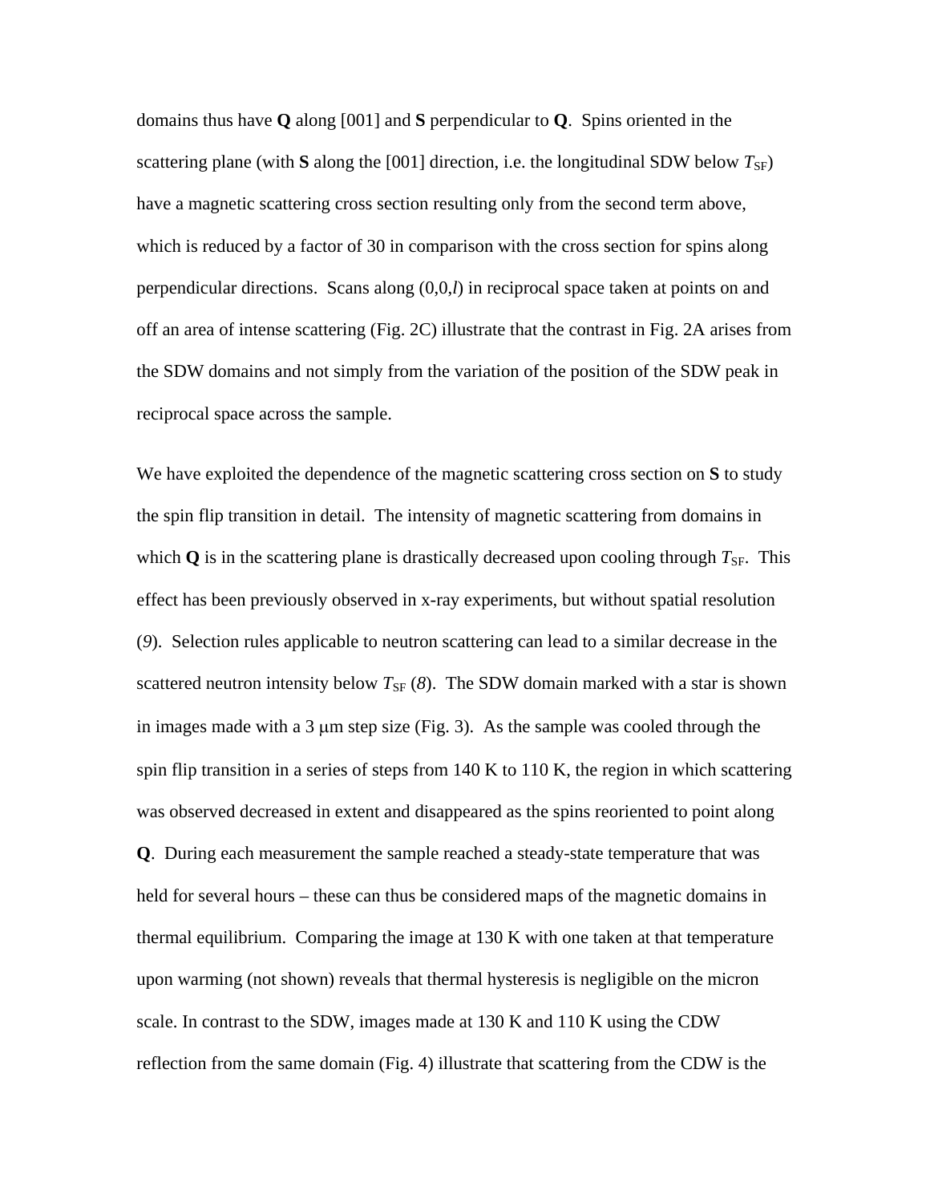domains thus have **Q** along [001] and **S** perpendicular to **Q**. Spins oriented in the scattering plane (with **S** along the [001] direction, i.e. the longitudinal SDW below $T_{SF}$) have a magnetic scattering cross section resulting only from the second term above, which is reduced by a factor of 30 in comparison with the cross section for spins along perpendicular directions. Scans along (0,0,*l*) in reciprocal space taken at points on and off an area of intense scattering (Fig. 2C) illustrate that the contrast in Fig. 2A arises from the SDW domains and not simply from the variation of the position of the SDW peak in reciprocal space across the sample.

We have exploited the dependence of the magnetic scattering cross section on **S** to study the spin flip transition in detail. The intensity of magnetic scattering from domains in which **Q** is in the scattering plane is drastically decreased upon cooling through $T_{SF}$. This effect has been previously observed in x-ray experiments, but without spatial resolution (*9*). Selection rules applicable to neutron scattering can lead to a similar decrease in the scattered neutron intensity below $T_{SF}$ (*8*). The SDW domain marked with a star is shown in images made with a 3 μm step size (Fig. 3). As the sample was cooled through the spin flip transition in a series of steps from 140 K to 110 K, the region in which scattering was observed decreased in extent and disappeared as the spins reoriented to point along **Q**. During each measurement the sample reached a steady-state temperature that was held for several hours – these can thus be considered maps of the magnetic domains in thermal equilibrium. Comparing the image at 130 K with one taken at that temperature upon warming (not shown) reveals that thermal hysteresis is negligible on the micron scale. In contrast to the SDW, images made at 130 K and 110 K using the CDW reflection from the same domain (Fig. 4) illustrate that scattering from the CDW is the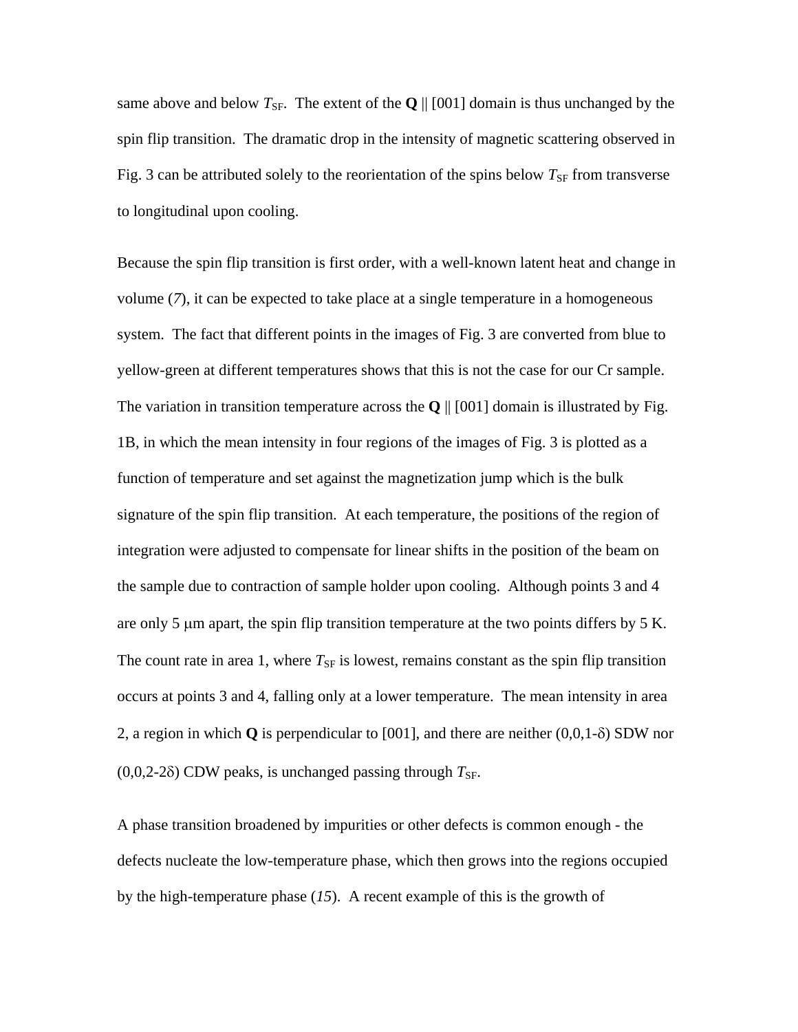same above and below $T_{SF}$. The extent of the **Q** || [001] domain is thus unchanged by the spin flip transition. The dramatic drop in the intensity of magnetic scattering observed in Fig. 3 can be attributed solely to the reorientation of the spins below $T_{SF}$ from transverse to longitudinal upon cooling.

Because the spin flip transition is first order, with a well-known latent heat and change in volume (*7*), it can be expected to take place at a single temperature in a homogeneous system. The fact that different points in the images of Fig. 3 are converted from blue to yellow-green at different temperatures shows that this is not the case for our Cr sample. The variation in transition temperature across the **Q** || [001] domain is illustrated by Fig. 1B, in which the mean intensity in four regions of the images of Fig. 3 is plotted as a function of temperature and set against the magnetization jump which is the bulk signature of the spin flip transition. At each temperature, the positions of the region of integration were adjusted to compensate for linear shifts in the position of the beam on the sample due to contraction of sample holder upon cooling. Although points 3 and 4 are only 5 μm apart, the spin flip transition temperature at the two points differs by 5 K. The count rate in area 1, where $T_{SF}$ is lowest, remains constant as the spin flip transition occurs at points 3 and 4, falling only at a lower temperature. The mean intensity in area 2, a region in which **Q** is perpendicular to [001], and there are neither (0,0,1-δ) SDW nor (0,0,2-2δ) CDW peaks, is unchanged passing through $T_{SF}$.

A phase transition broadened by impurities or other defects is common enough - the defects nucleate the low-temperature phase, which then grows into the regions occupied by the high-temperature phase (*15*). A recent example of this is the growth of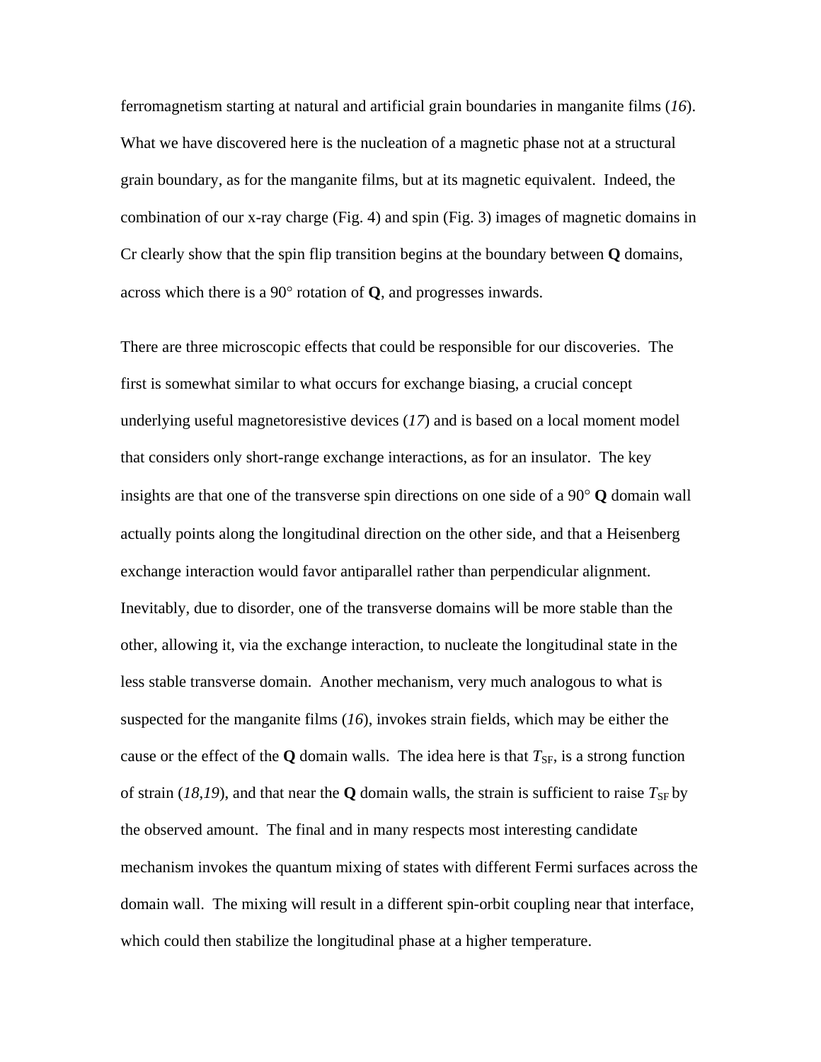ferromagnetism starting at natural and artificial grain boundaries in manganite films (*16*). What we have discovered here is the nucleation of a magnetic phase not at a structural grain boundary, as for the manganite films, but at its magnetic equivalent. Indeed, the combination of our x-ray charge (Fig. 4) and spin (Fig. 3) images of magnetic domains in Cr clearly show that the spin flip transition begins at the boundary between **Q** domains, across which there is a 90° rotation of **Q**, and progresses inwards.

There are three microscopic effects that could be responsible for our discoveries. The first is somewhat similar to what occurs for exchange biasing, a crucial concept underlying useful magnetoresistive devices (*17*) and is based on a local moment model that considers only short-range exchange interactions, as for an insulator. The key insights are that one of the transverse spin directions on one side of a 90° **Q** domain wall actually points along the longitudinal direction on the other side, and that a Heisenberg exchange interaction would favor antiparallel rather than perpendicular alignment. Inevitably, due to disorder, one of the transverse domains will be more stable than the other, allowing it, via the exchange interaction, to nucleate the longitudinal state in the less stable transverse domain. Another mechanism, very much analogous to what is suspected for the manganite films (*16*), invokes strain fields, which may be either the cause or the effect of the **Q** domain walls. The idea here is that $T_{SF}$, is a strong function of strain (*18,19*), and that near the **Q** domain walls, the strain is sufficient to raise $T_{SF}$ by the observed amount. The final and in many respects most interesting candidate mechanism invokes the quantum mixing of states with different Fermi surfaces across the domain wall. The mixing will result in a different spin-orbit coupling near that interface, which could then stabilize the longitudinal phase at a higher temperature.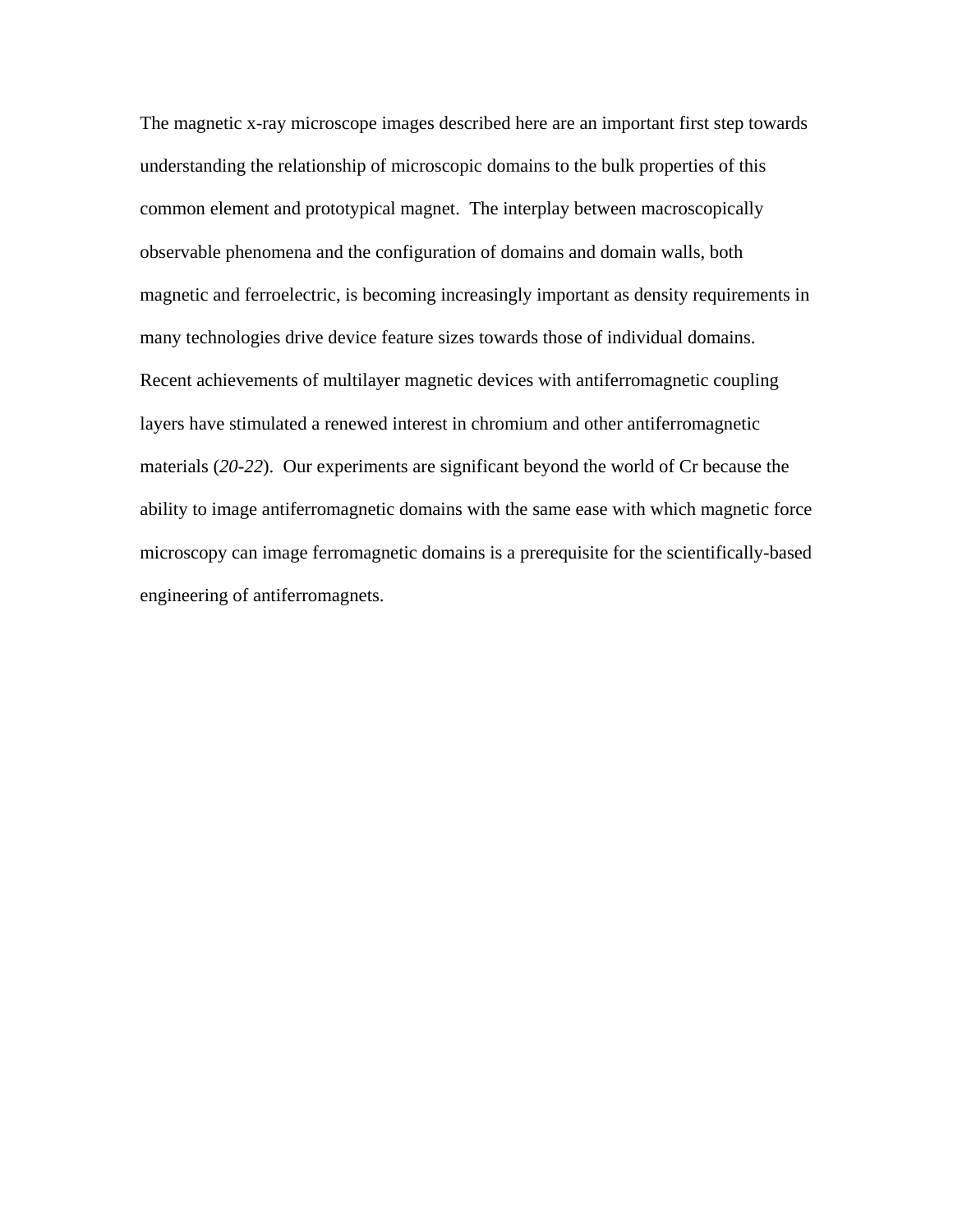The magnetic x-ray microscope images described here are an important first step towards understanding the relationship of microscopic domains to the bulk properties of this common element and prototypical magnet. The interplay between macroscopically observable phenomena and the configuration of domains and domain walls, both magnetic and ferroelectric, is becoming increasingly important as density requirements in many technologies drive device feature sizes towards those of individual domains. Recent achievements of multilayer magnetic devices with antiferromagnetic coupling layers have stimulated a renewed interest in chromium and other antiferromagnetic materials (*20-22*). Our experiments are significant beyond the world of Cr because the ability to image antiferromagnetic domains with the same ease with which magnetic force microscopy can image ferromagnetic domains is a prerequisite for the scientifically-based engineering of antiferromagnets.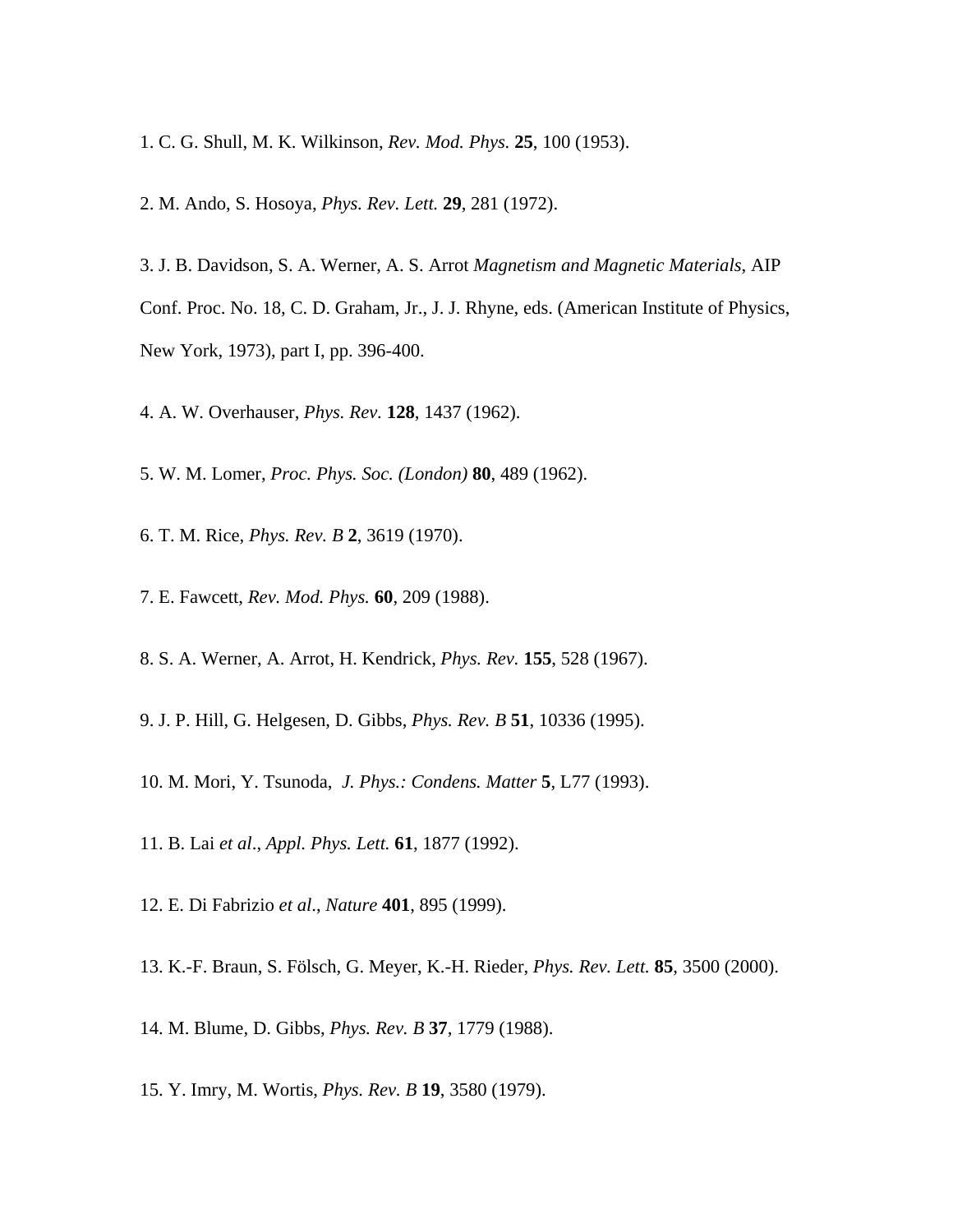1. C. G. Shull, M. K. Wilkinson, *Rev. Mod. Phys.* **25**, 100 (1953).

2. M. Ando, S. Hosoya, *Phys. Rev. Lett.* **29**, 281 (1972).

3. J. B. Davidson, S. A. Werner, A. S. Arrot *Magnetism and Magnetic Materials*, AIP Conf. Proc. No. 18, C. D. Graham, Jr., J. J. Rhyne, eds. (American Institute of Physics, New York, 1973), part I, pp. 396-400.

4. A. W. Overhauser, *Phys. Rev.* **128**, 1437 (1962).

5. W. M. Lomer, *Proc. Phys. Soc. (London)* **80**, 489 (1962).

6. T. M. Rice, *Phys. Rev. B* **2**, 3619 (1970).

7. E. Fawcett, *Rev. Mod. Phys.* **60**, 209 (1988).

8. S. A. Werner, A. Arrot, H. Kendrick, *Phys. Rev.* **155**, 528 (1967).

9. J. P. Hill, G. Helgesen, D. Gibbs, *Phys. Rev. B* **51**, 10336 (1995).

10. M. Mori, Y. Tsunoda, *J. Phys.: Condens. Matter* **5**, L77 (1993).

11. B. Lai *et al*., *Appl. Phys. Lett.* **61**, 1877 (1992).

12. E. Di Fabrizio *et al*., *Nature* **401**, 895 (1999).

13. K.-F. Braun, S. Fölsch, G. Meyer, K.-H. Rieder, *Phys. Rev. Lett.* **85**, 3500 (2000).

14. M. Blume, D. Gibbs, *Phys. Rev. B* **37**, 1779 (1988).

15. Y. Imry, M. Wortis, *Phys. Rev. B* **19**, 3580 (1979).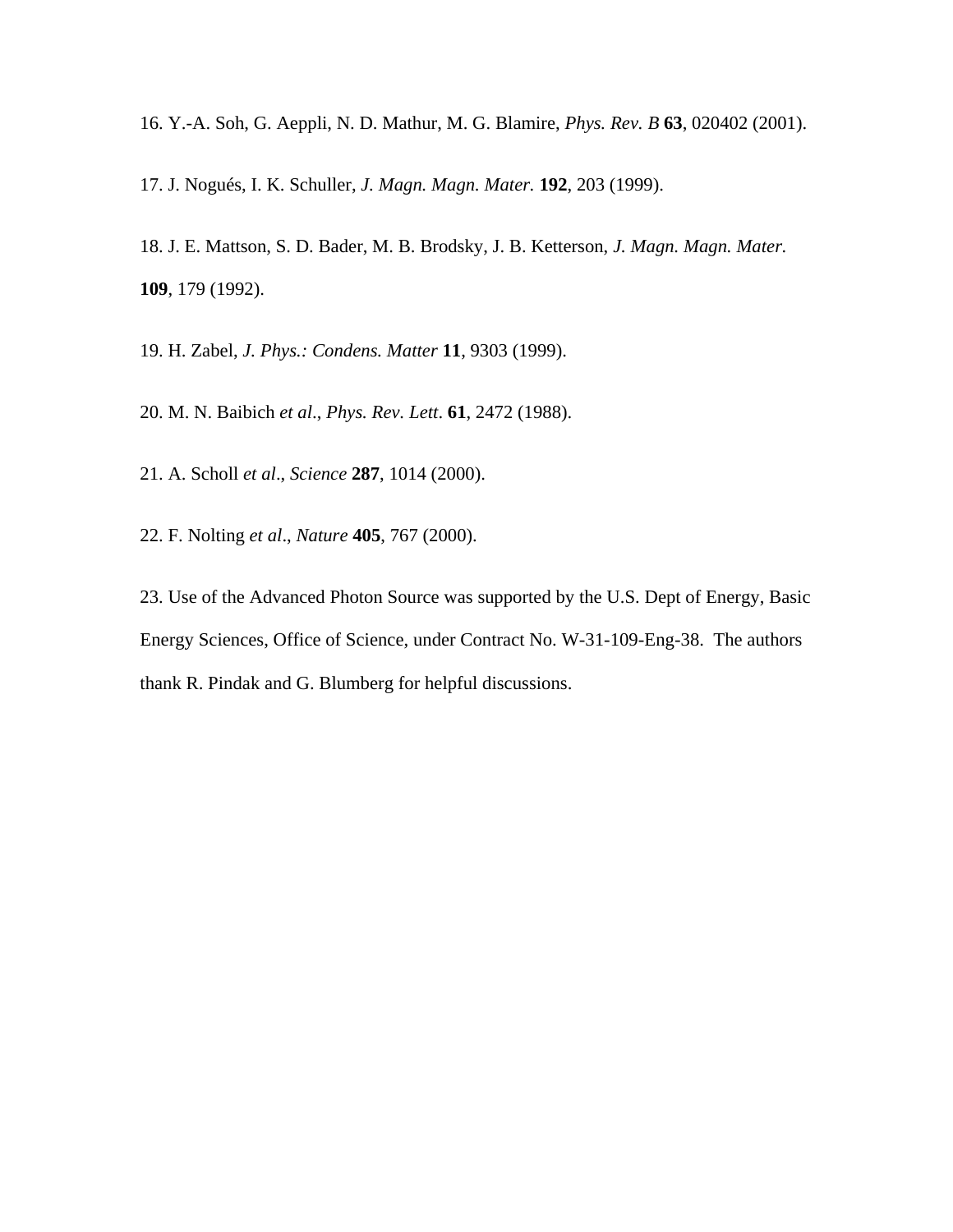16. Y.-A. Soh, G. Aeppli, N. D. Mathur, M. G. Blamire, *Phys. Rev. B* **63**, 020402 (2001).

17. J. Nogués, I. K. Schuller, *J. Magn. Magn. Mater.* **192**, 203 (1999).

18. J. E. Mattson, S. D. Bader, M. B. Brodsky, J. B. Ketterson, *J. Magn. Magn. Mater.* **109**, 179 (1992).

19. H. Zabel, *J. Phys.: Condens. Matter* **11**, 9303 (1999).

20. M. N. Baibich *et al*., *Phys. Rev. Lett*. **61**, 2472 (1988).

21. A. Scholl *et al*., *Science* **287**, 1014 (2000).

22. F. Nolting *et al*., *Nature* **405**, 767 (2000).

23. Use of the Advanced Photon Source was supported by the U.S. Dept of Energy, Basic Energy Sciences, Office of Science, under Contract No. W-31-109-Eng-38. The authors thank R. Pindak and G. Blumberg for helpful discussions.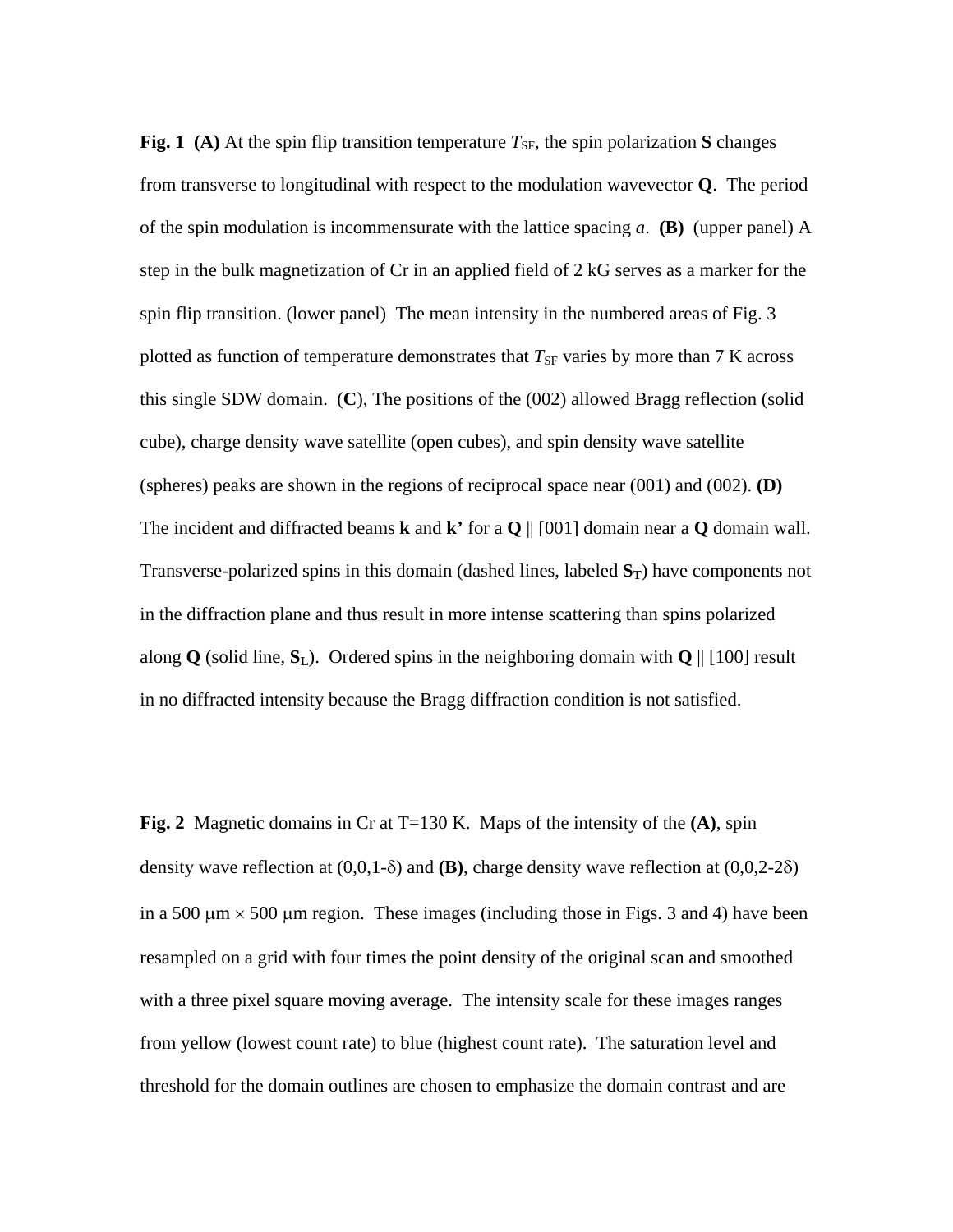**Fig. 1** **(A)** At the spin flip transition temperature $T_{SF}$, the spin polarization **S** changes from transverse to longitudinal with respect to the modulation wavevector **Q**. The period of the spin modulation is incommensurate with the lattice spacing *a*. **(B)** (upper panel) A step in the bulk magnetization of Cr in an applied field of 2 kG serves as a marker for the spin flip transition. (lower panel) The mean intensity in the numbered areas of Fig. 3 plotted as function of temperature demonstrates that $T_{SF}$ varies by more than 7 K across this single SDW domain. (**C**), The positions of the (002) allowed Bragg reflection (solid cube), charge density wave satellite (open cubes), and spin density wave satellite (spheres) peaks are shown in the regions of reciprocal space near (001) and (002). **(D)** The incident and diffracted beams **k** and **k'** for a **Q** || [001] domain near a **Q** domain wall. Transverse-polarized spins in this domain (dashed lines, labeled $\mathbf{S_T}$) have components not in the diffraction plane and thus result in more intense scattering than spins polarized along **Q** (solid line, $\mathbf{S_L}$). Ordered spins in the neighboring domain with **Q** || [100] result in no diffracted intensity because the Bragg diffraction condition is not satisfied.

**Fig. 2** Magnetic domains in Cr at T=130 K. Maps of the intensity of the **(A)**, spin density wave reflection at (0,0,1-δ) and **(B)**, charge density wave reflection at (0,0,2-2δ) in a 500 μm × 500 μm region. These images (including those in Figs. 3 and 4) have been resampled on a grid with four times the point density of the original scan and smoothed with a three pixel square moving average. The intensity scale for these images ranges from yellow (lowest count rate) to blue (highest count rate). The saturation level and threshold for the domain outlines are chosen to emphasize the domain contrast and are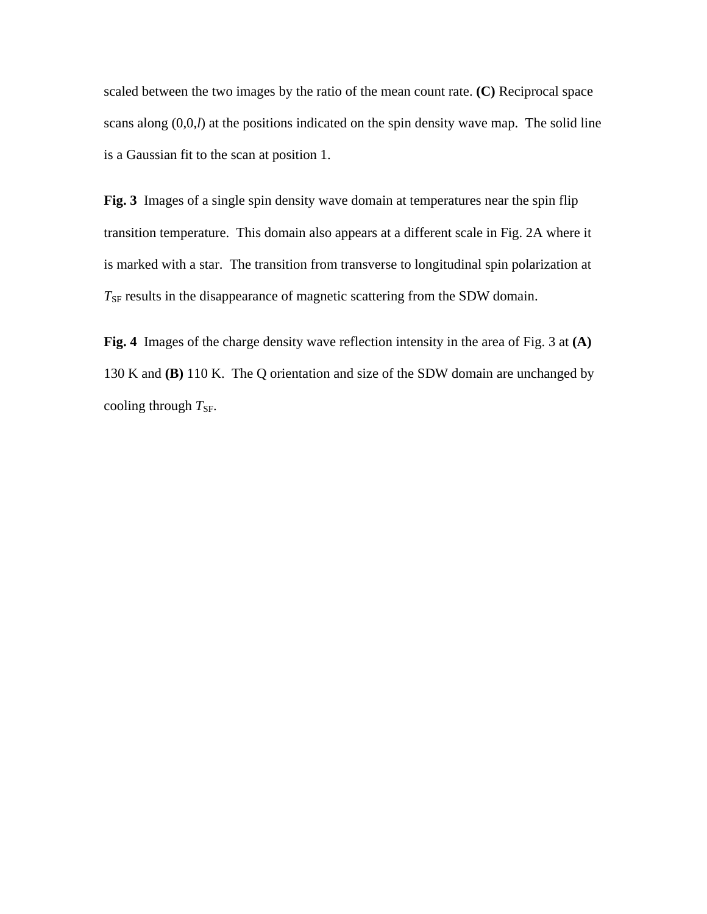scaled between the two images by the ratio of the mean count rate. **(C)** Reciprocal space scans along (0,0,*l*) at the positions indicated on the spin density wave map. The solid line is a Gaussian fit to the scan at position 1.

**Fig. 3** Images of a single spin density wave domain at temperatures near the spin flip transition temperature. This domain also appears at a different scale in Fig. 2A where it is marked with a star. The transition from transverse to longitudinal spin polarization at $T_{SF}$ results in the disappearance of magnetic scattering from the SDW domain.

**Fig. 4** Images of the charge density wave reflection intensity in the area of Fig. 3 at **(A)** 130 K and **(B)** 110 K. The Q orientation and size of the SDW domain are unchanged by cooling through $T_{SF}$.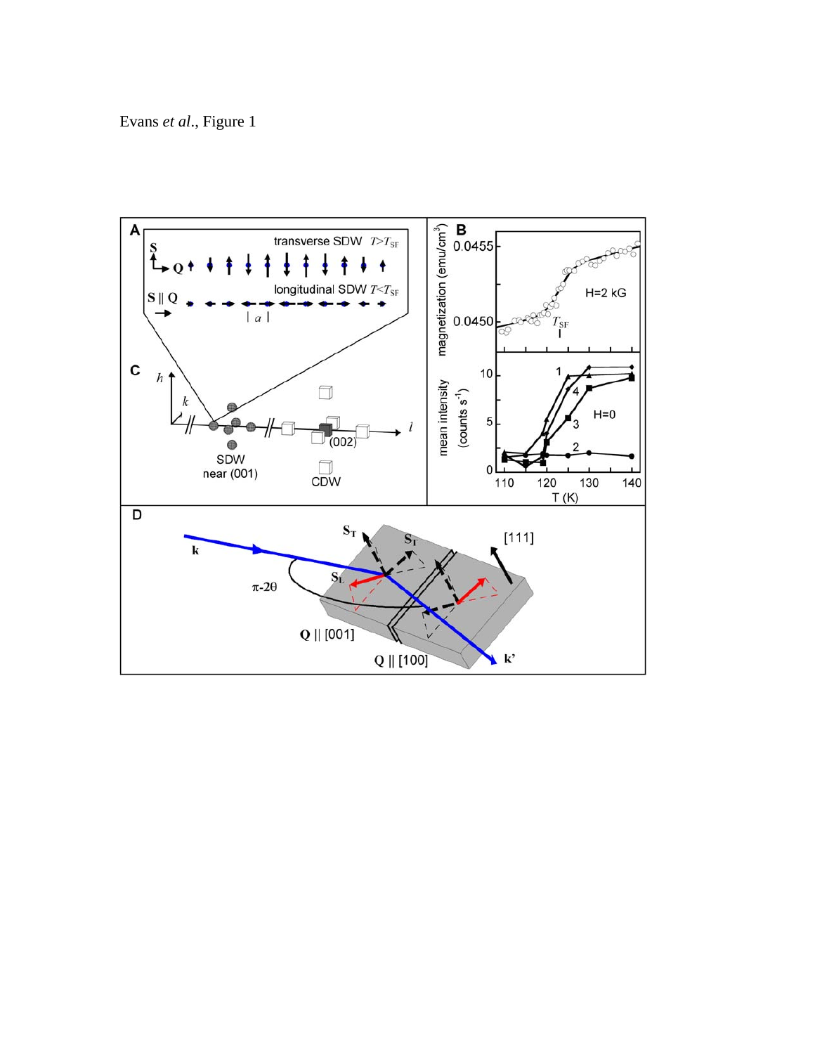Evans *et al*., Figure 1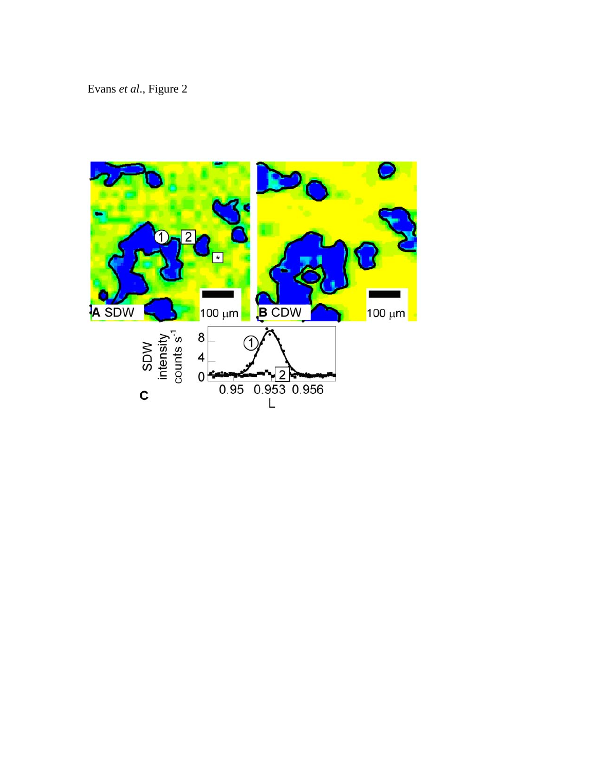Evans *et al*., Figure 2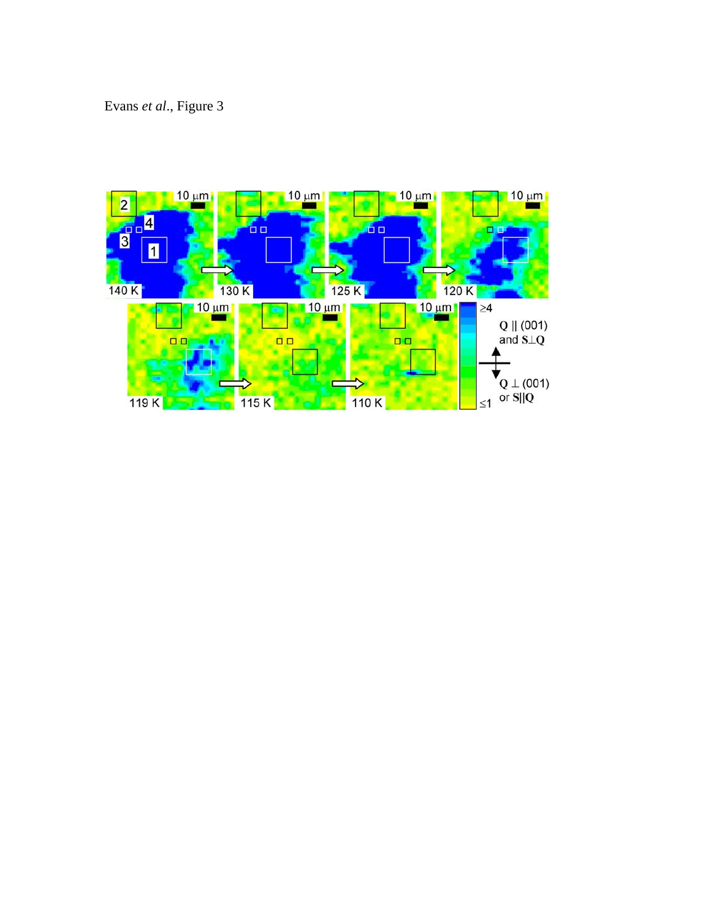Evans *et al*., Figure 3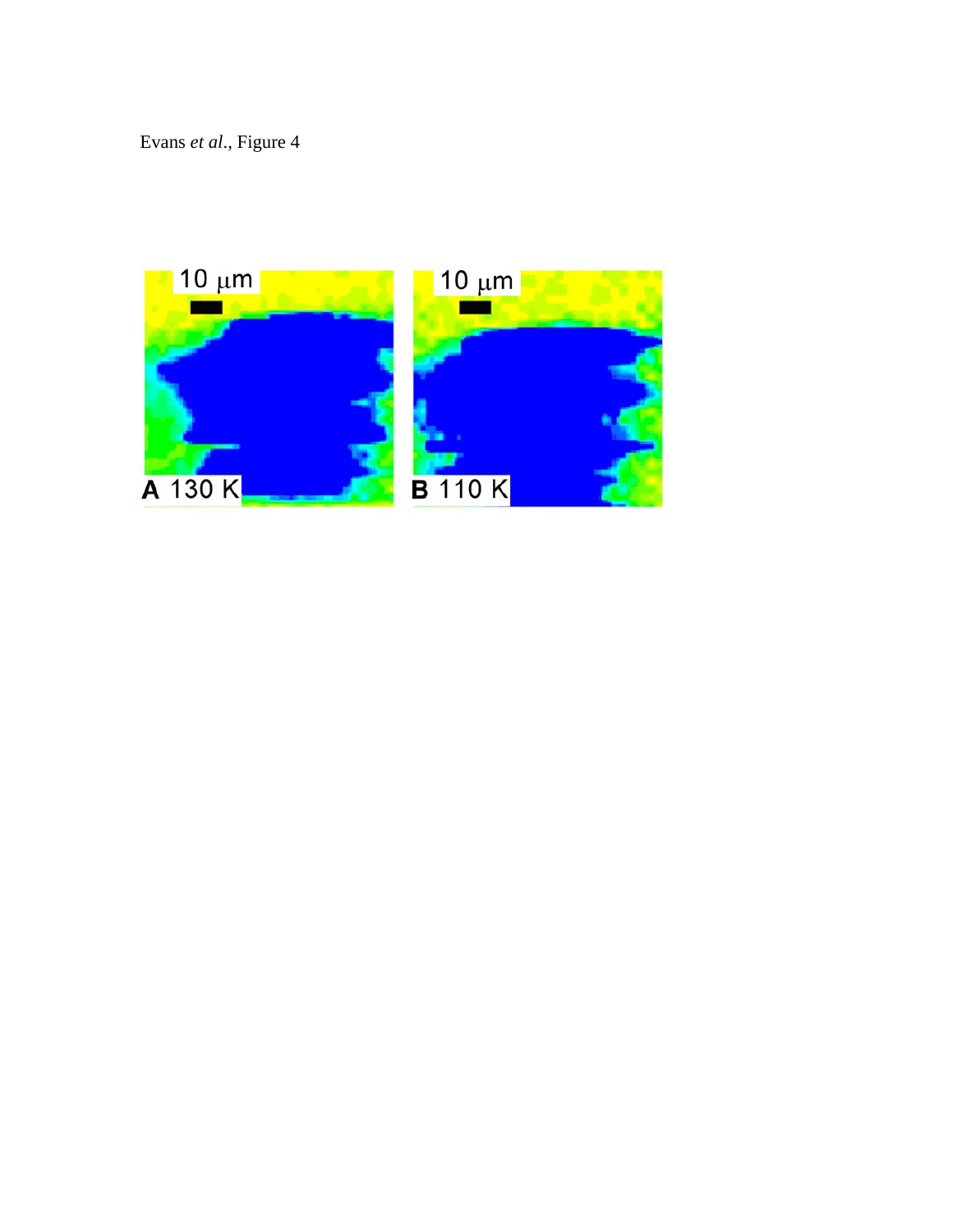Evans *et al*., Figure 4

10 μm

A 130 K

10 μm

B 110 K